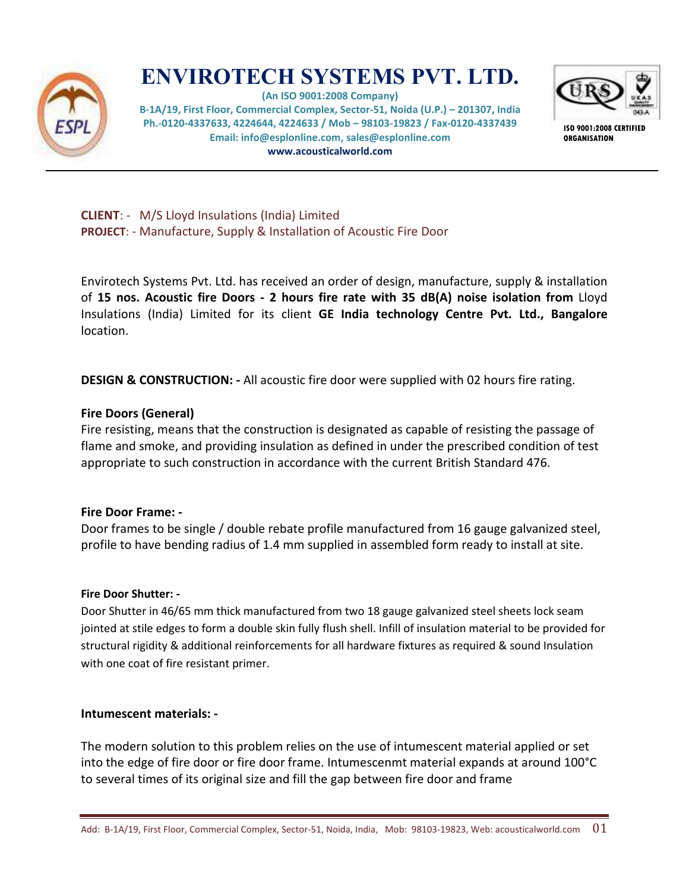# ENVIROTECH SYSTEMS PVT. LTD.

**(An ISO 9001:2008 Company)**
**B-1A/19, First Floor, Commercial Complex, Sector-51, Noida (U.P.) – 201307, India**
**Ph.-0120-4337633, 4224644, 4224633 / Mob – 98103-19823 / Fax-0120-4337439**
**Email: info@esplonline.com, sales@esplonline.com**
**www.acousticalworld.com**

ISO 9001:2008 CERTIFIED ORGANISATION

---

**CLIENT**: - M/S Lloyd Insulations (India) Limited
**PROJECT**: - Manufacture, Supply & Installation of Acoustic Fire Door

Envirotech Systems Pvt. Ltd. has received an order of design, manufacture, supply & installation of **15 nos. Acoustic fire Doors - 2 hours fire rate with 35 dB(A) noise isolation from** Lloyd Insulations (India) Limited for its client **GE India technology Centre Pvt. Ltd., Bangalore** location.

**DESIGN & CONSTRUCTION: -** All acoustic fire door were supplied with 02 hours fire rating.

**Fire Doors (General)**
Fire resisting, means that the construction is designated as capable of resisting the passage of flame and smoke, and providing insulation as defined in under the prescribed condition of test appropriate to such construction in accordance with the current British Standard 476.

**Fire Door Frame: -**
Door frames to be single / double rebate profile manufactured from 16 gauge galvanized steel, profile to have bending radius of 1.4 mm supplied in assembled form ready to install at site.

**Fire Door Shutter: -**
Door Shutter in 46/65 mm thick manufactured from two 18 gauge galvanized steel sheets lock seam jointed at stile edges to form a double skin fully flush shell. Infill of insulation material to be provided for structural rigidity & additional reinforcements for all hardware fixtures as required & sound Insulation with one coat of fire resistant primer.

**Intumescent materials: -**

The modern solution to this problem relies on the use of intumescent material applied or set into the edge of fire door or fire door frame. Intumescenmt material expands at around 100°C to several times of its original size and fill the gap between fire door and frame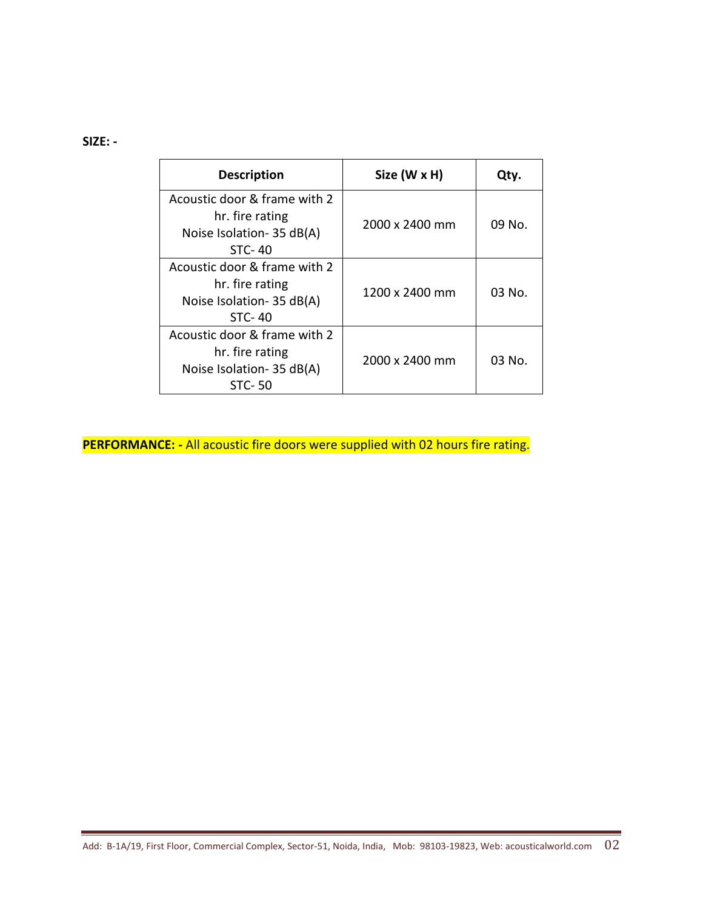**SIZE: -**

| Description | Size (W x H) | Qty. |
|---|---|---|
| Acoustic door & frame with 2 hr. fire rating Noise Isolation- 35 dB(A) STC- 40 | 2000 x 2400 mm | 09 No. |
| Acoustic door & frame with 2 hr. fire rating Noise Isolation- 35 dB(A) STC- 40 | 1200 x 2400 mm | 03 No. |
| Acoustic door & frame with 2 hr. fire rating Noise Isolation- 35 dB(A) STC- 50 | 2000 x 2400 mm | 03 No. |

**PERFORMANCE: -** All acoustic fire doors were supplied with 02 hours fire rating.

Add: B-1A/19, First Floor, Commercial Complex, Sector-51, Noida, India, Mob: 98103-19823, Web: acousticalworld.com